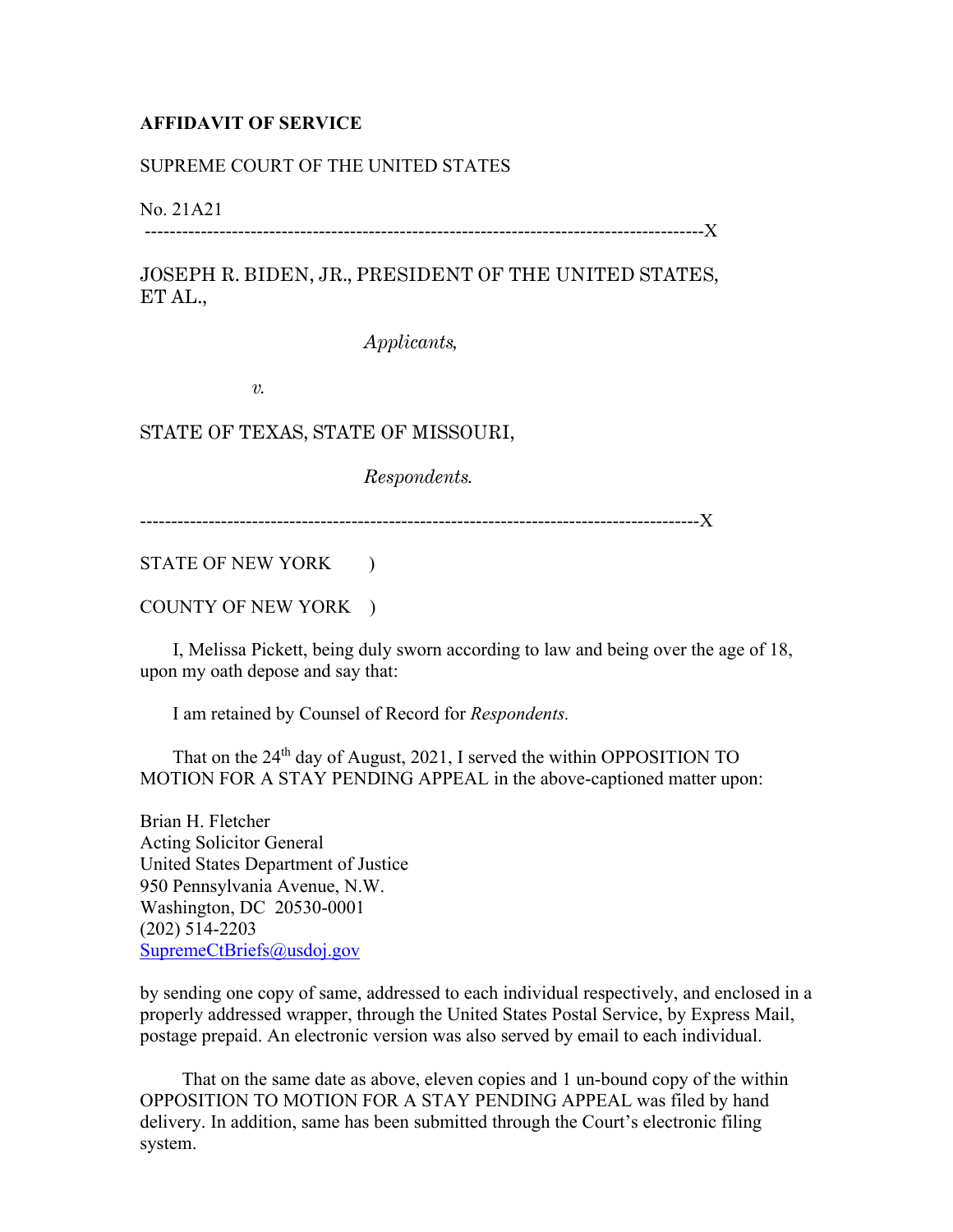**AFFIDAVIT OF SERVICE**

SUPREME COURT OF THE UNITED STATES

No. 21A21

------------------------------------------------------------------------------------------X

JOSEPH R. BIDEN, JR., PRESIDENT OF THE UNITED STATES, ET AL.,

*Applicants,*

*v.*

STATE OF TEXAS, STATE OF MISSOURI,

*Respondents.*

------------------------------------------------------------------------------------------X

STATE OF NEW YORK )

COUNTY OF NEW YORK )

I, Melissa Pickett, being duly sworn according to law and being over the age of 18, upon my oath depose and say that:

I am retained by Counsel of Record for *Respondents.*

That on the 24th day of August, 2021, I served the within OPPOSITION TO MOTION FOR A STAY PENDING APPEAL in the above-captioned matter upon:

Brian H. Fletcher
Acting Solicitor General
United States Department of Justice
950 Pennsylvania Avenue, N.W.
Washington, DC 20530-0001
(202) 514-2203
SupremeCtBriefs@usdoj.gov

by sending one copy of same, addressed to each individual respectively, and enclosed in a properly addressed wrapper, through the United States Postal Service, by Express Mail, postage prepaid. An electronic version was also served by email to each individual.

That on the same date as above, eleven copies and 1 un-bound copy of the within OPPOSITION TO MOTION FOR A STAY PENDING APPEAL was filed by hand delivery. In addition, same has been submitted through the Court's electronic filing system.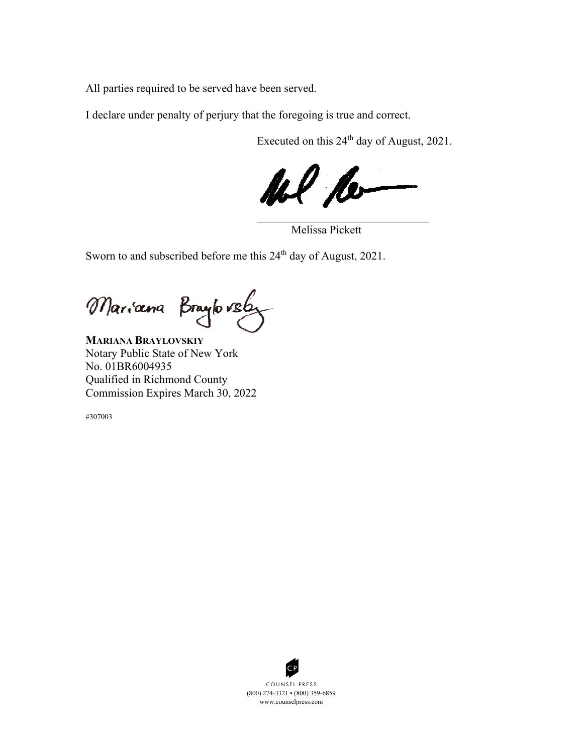All parties required to be served have been served.

I declare under penalty of perjury that the foregoing is true and correct.

Executed on this 24th day of August, 2021.

\_\_\_\_\_\_\_\_\_\_\_\_\_\_\_\_\_\_\_\_\_\_\_\_\_\_\_\_\_\_\_\_

Melissa Pickett

Sworn to and subscribed before me this 24th day of August, 2021.

**MARIANA BRAYLOVSKIY**
Notary Public State of New York
No. 01BR6004935
Qualified in Richmond County
Commission Expires March 30, 2022

#307003

COUNSEL PRESS
(800) 274-3321 • (800) 359-6859
www.counselpress.com